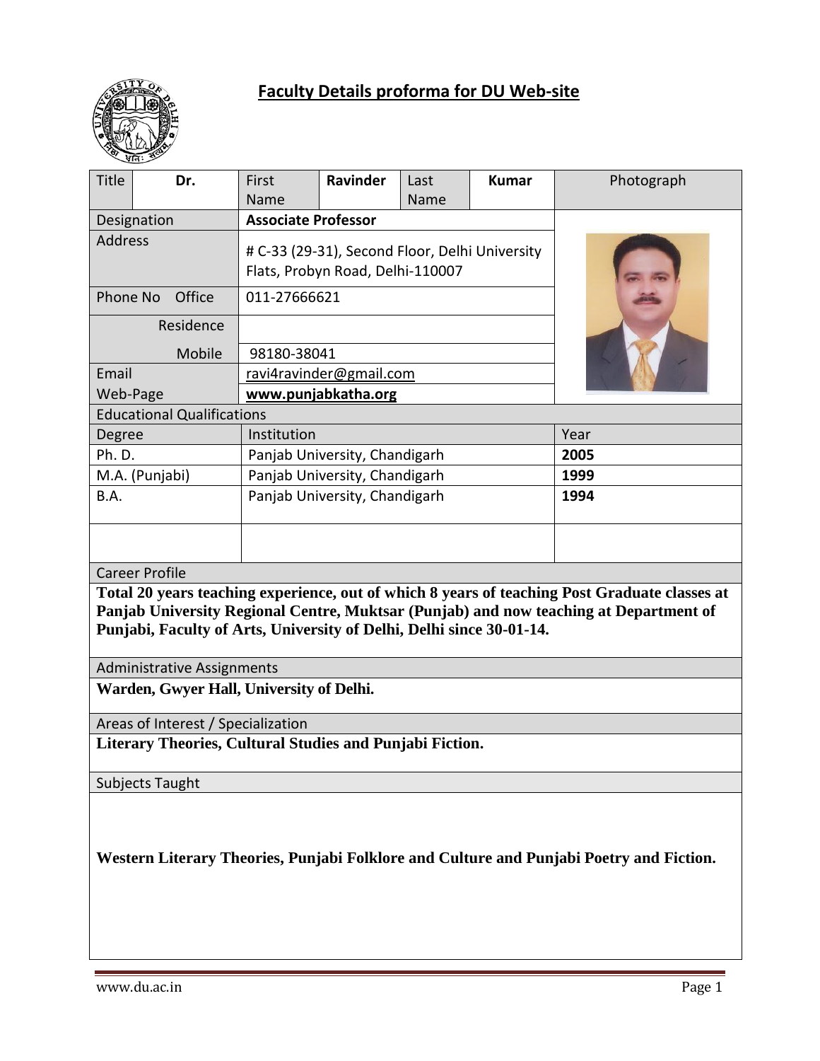# Faculty Details proforma for DU Web-site

| Title | Dr. | First Name | Ravinder | Last Name | Kumar | Photograph |
|---|---|---|---|---|---|---|
| Designation | | **Associate Professor** | | | | |
| Address | | # C-33 (29-31), Second Floor, Delhi University Flats, Probyn Road, Delhi-110007 | | | | |
| Phone No | Office | 011-27666621 | | | | |
| | Residence | | | | | |
| | Mobile | 98180-38041 | | | | |
| Email | | ravi4ravinder@gmail.com | | | | |
| Web-Page | | **www.punjabkatha.org** | | | | |

**Educational Qualifications**

| Degree | Institution | Year |
|---|---|---|
| Ph. D. | Panjab University, Chandigarh | **2005** |
| M.A. (Punjabi) | Panjab University, Chandigarh | **1999** |
| B.A. | Panjab University, Chandigarh | **1994** |
| | | |

**Career Profile**

**Total 20 years teaching experience, out of which 8 years of teaching Post Graduate classes at Panjab University Regional Centre, Muktsar (Punjab) and now teaching at Department of Punjabi, Faculty of Arts, University of Delhi, Delhi since 30-01-14.**

**Administrative Assignments**

**Warden, Gwyer Hall, University of Delhi.**

**Areas of Interest / Specialization**

**Literary Theories, Cultural Studies and Punjabi Fiction.**

**Subjects Taught**

**Western Literary Theories, Punjabi Folklore and Culture and Punjabi Poetry and Fiction.**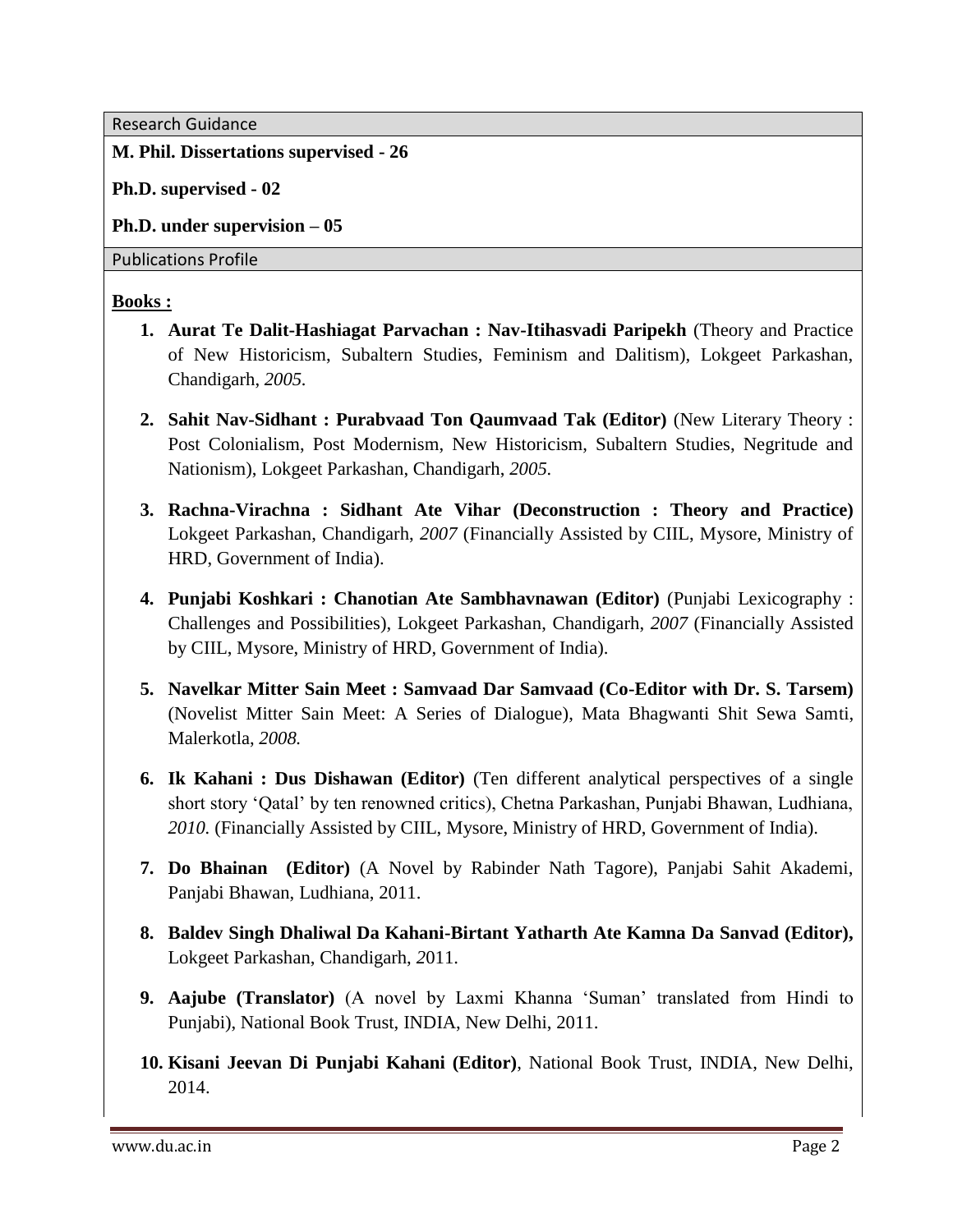## Research Guidance

**M. Phil. Dissertations supervised - 26**

**Ph.D. supervised - 02**

**Ph.D. under supervision – 05**

## Publications Profile

**Books :**

1. **Aurat Te Dalit-Hashiagat Parvachan : Nav-Itihasvadi Paripekh** (Theory and Practice of New Historicism, Subaltern Studies, Feminism and Dalitism), Lokgeet Parkashan, Chandigarh, *2005.*

2. **Sahit Nav-Sidhant : Purabvaad Ton Qaumvaad Tak (Editor)** (New Literary Theory : Post Colonialism, Post Modernism, New Historicism, Subaltern Studies, Negritude and Nationism), Lokgeet Parkashan, Chandigarh, *2005.*

3. **Rachna-Virachna : Sidhant Ate Vihar (Deconstruction : Theory and Practice)** Lokgeet Parkashan, Chandigarh, *2007* (Financially Assisted by CIIL, Mysore, Ministry of HRD, Government of India).

4. **Punjabi Koshkari : Chanotian Ate Sambhavnawan (Editor)** (Punjabi Lexicography : Challenges and Possibilities), Lokgeet Parkashan, Chandigarh, *2007* (Financially Assisted by CIIL, Mysore, Ministry of HRD, Government of India).

5. **Navelkar Mitter Sain Meet : Samvaad Dar Samvaad (Co-Editor with Dr. S. Tarsem)** (Novelist Mitter Sain Meet: A Series of Dialogue), Mata Bhagwanti Shit Sewa Samti, Malerkotla, *2008.*

6. **Ik Kahani : Dus Dishawan (Editor)** (Ten different analytical perspectives of a single short story 'Qatal' by ten renowned critics), Chetna Parkashan, Punjabi Bhawan, Ludhiana, *2010.* (Financially Assisted by CIIL, Mysore, Ministry of HRD, Government of India).

7. **Do Bhainan (Editor)** (A Novel by Rabinder Nath Tagore), Panjabi Sahit Akademi, Panjabi Bhawan, Ludhiana, 2011.

8. **Baldev Singh Dhaliwal Da Kahani-Birtant Yatharth Ate Kamna Da Sanvad (Editor),** Lokgeet Parkashan, Chandigarh, *2*011.

9. **Aajube (Translator)** (A novel by Laxmi Khanna 'Suman' translated from Hindi to Punjabi), National Book Trust, INDIA, New Delhi, 2011.

10. **Kisani Jeevan Di Punjabi Kahani (Editor)**, National Book Trust, INDIA, New Delhi, 2014.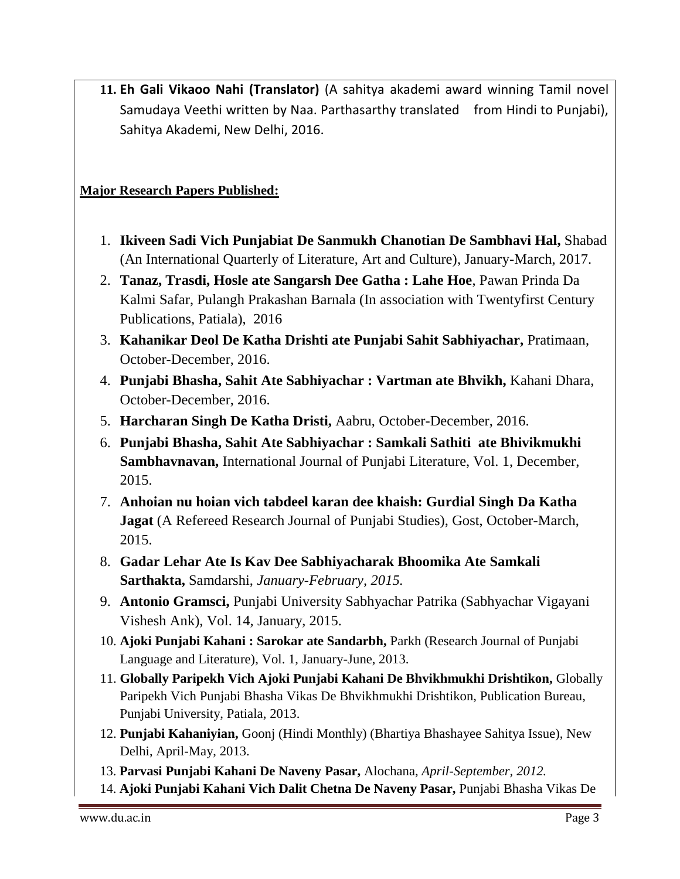11. **Eh Gali Vikaoo Nahi (Translator)** (A sahitya akademi award winning Tamil novel Samudaya Veethi written by Naa. Parthasarthy translated from Hindi to Punjabi), Sahitya Akademi, New Delhi, 2016.

**Major Research Papers Published:**

1. **Ikiveen Sadi Vich Punjabiat De Sanmukh Chanotian De Sambhavi Hal,** Shabad (An International Quarterly of Literature, Art and Culture), January-March, 2017.
2. **Tanaz, Trasdi, Hosle ate Sangarsh Dee Gatha : Lahe Hoe**, Pawan Prinda Da Kalmi Safar, Pulangh Prakashan Barnala (In association with Twentyfirst Century Publications, Patiala), 2016
3. **Kahanikar Deol De Katha Drishti ate Punjabi Sahit Sabhiyachar,** Pratimaan, October-December, 2016.
4. **Punjabi Bhasha, Sahit Ate Sabhiyachar : Vartman ate Bhvikh,** Kahani Dhara, October-December, 2016.
5. **Harcharan Singh De Katha Dristi,** Aabru, October-December, 2016.
6. **Punjabi Bhasha, Sahit Ate Sabhiyachar : Samkali Sathiti ate Bhivikmukhi Sambhavnavan,** International Journal of Punjabi Literature, Vol. 1, December, 2015.
7. **Anhoian nu hoian vich tabdeel karan dee khaish: Gurdial Singh Da Katha Jagat** (A Refereed Research Journal of Punjabi Studies), Gost, October-March, 2015.
8. **Gadar Lehar Ate Is Kav Dee Sabhiyacharak Bhoomika Ate Samkali Sarthakta,** Samdarshi, *January-February, 2015.*
9. **Antonio Gramsci,** Punjabi University Sabhyachar Patrika (Sabhyachar Vigayani Vishesh Ank), Vol. 14, January, 2015.
10. **Ajoki Punjabi Kahani : Sarokar ate Sandarbh,** Parkh (Research Journal of Punjabi Language and Literature), Vol. 1, January-June, 2013.
11. **Globally Paripekh Vich Ajoki Punjabi Kahani De Bhvikhmukhi Drishtikon,** Globally Paripekh Vich Punjabi Bhasha Vikas De Bhvikhmukhi Drishtikon, Publication Bureau, Punjabi University, Patiala, 2013.
12. **Punjabi Kahaniyian,** Goonj (Hindi Monthly) (Bhartiya Bhashayee Sahitya Issue), New Delhi, April-May, 2013.
13. **Parvasi Punjabi Kahani De Naveny Pasar,** Alochana, *April-September, 2012.*
14. **Ajoki Punjabi Kahani Vich Dalit Chetna De Naveny Pasar,** Punjabi Bhasha Vikas De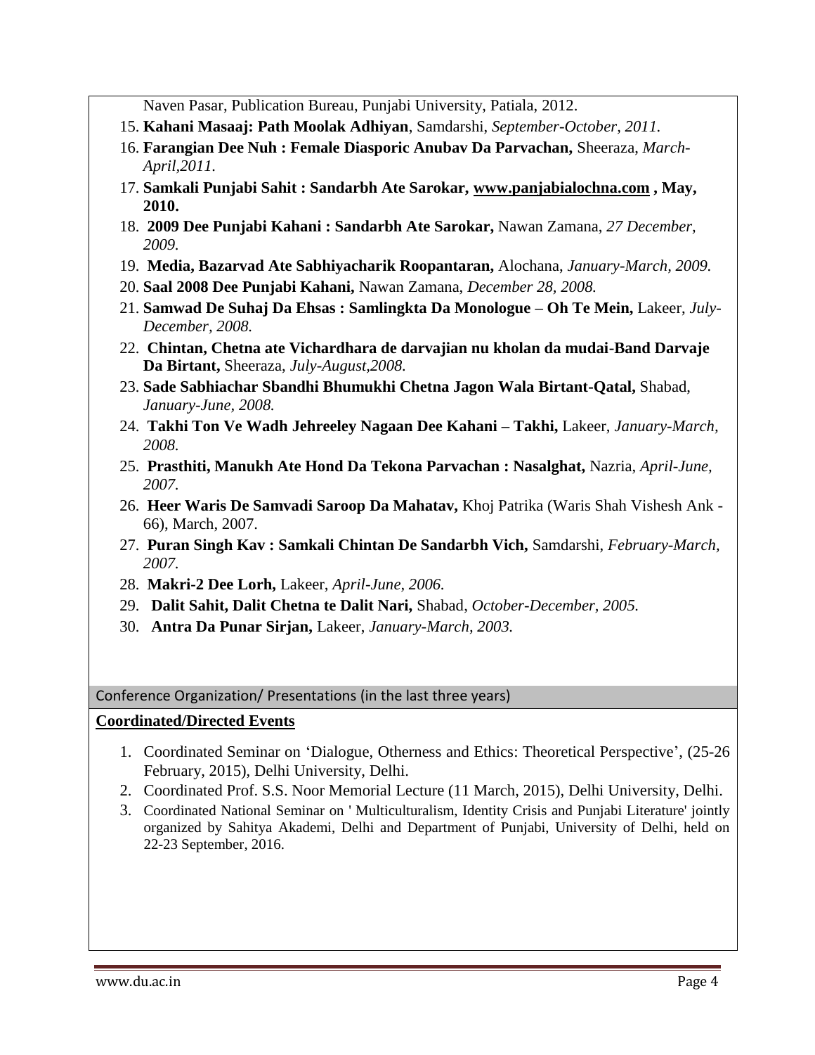Naven Pasar, Publication Bureau, Punjabi University, Patiala, 2012.

15. **Kahani Masaaj: Path Moolak Adhiyan**, Samdarshi, *September-October, 2011.*
16. **Farangian Dee Nuh : Female Diasporic Anubav Da Parvachan,** Sheeraza, *March-April,2011.*
17. **Samkali Punjabi Sahit : Sandarbh Ate Sarokar, www.panjabialochna.com , May, 2010.**
18. **2009 Dee Punjabi Kahani : Sandarbh Ate Sarokar,** Nawan Zamana, *27 December, 2009.*
19. **Media, Bazarvad Ate Sabhiyacharik Roopantaran,** Alochana, *January-March, 2009.*
20. **Saal 2008 Dee Punjabi Kahani,** Nawan Zamana, *December 28, 2008.*
21. **Samwad De Suhaj Da Ehsas : Samlingkta Da Monologue – Oh Te Mein,** Lakeer, *July-December, 2008.*
22. **Chintan, Chetna ate Vichardhara de darvajian nu kholan da mudai-Band Darvaje Da Birtant,** Sheeraza, *July-August,2008.*
23. **Sade Sabhiachar Sbandhi Bhumukhi Chetna Jagon Wala Birtant-Qatal,** Shabad, *January-June, 2008.*
24. **Takhi Ton Ve Wadh Jehreeley Nagaan Dee Kahani – Takhi,** Lakeer, *January-March, 2008.*
25. **Prasthiti, Manukh Ate Hond Da Tekona Parvachan : Nasalghat,** Nazria, *April-June, 2007.*
26. **Heer Waris De Samvadi Saroop Da Mahatav,** Khoj Patrika (Waris Shah Vishesh Ank - 66), March, 2007.
27. **Puran Singh Kav : Samkali Chintan De Sandarbh Vich,** Samdarshi, *February-March, 2007.*
28. **Makri-2 Dee Lorh,** Lakeer, *April-June, 2006.*
29. **Dalit Sahit, Dalit Chetna te Dalit Nari,** Shabad, *October-December, 2005.*
30. **Antra Da Punar Sirjan,** Lakeer, *January-March, 2003.*

## Conference Organization/ Presentations (in the last three years)

**Coordinated/Directed Events**

1. Coordinated Seminar on 'Dialogue, Otherness and Ethics: Theoretical Perspective', (25-26 February, 2015), Delhi University, Delhi.
2. Coordinated Prof. S.S. Noor Memorial Lecture (11 March, 2015), Delhi University, Delhi.
3. Coordinated National Seminar on ' Multiculturalism, Identity Crisis and Punjabi Literature' jointly organized by Sahitya Akademi, Delhi and Department of Punjabi, University of Delhi, held on 22-23 September, 2016.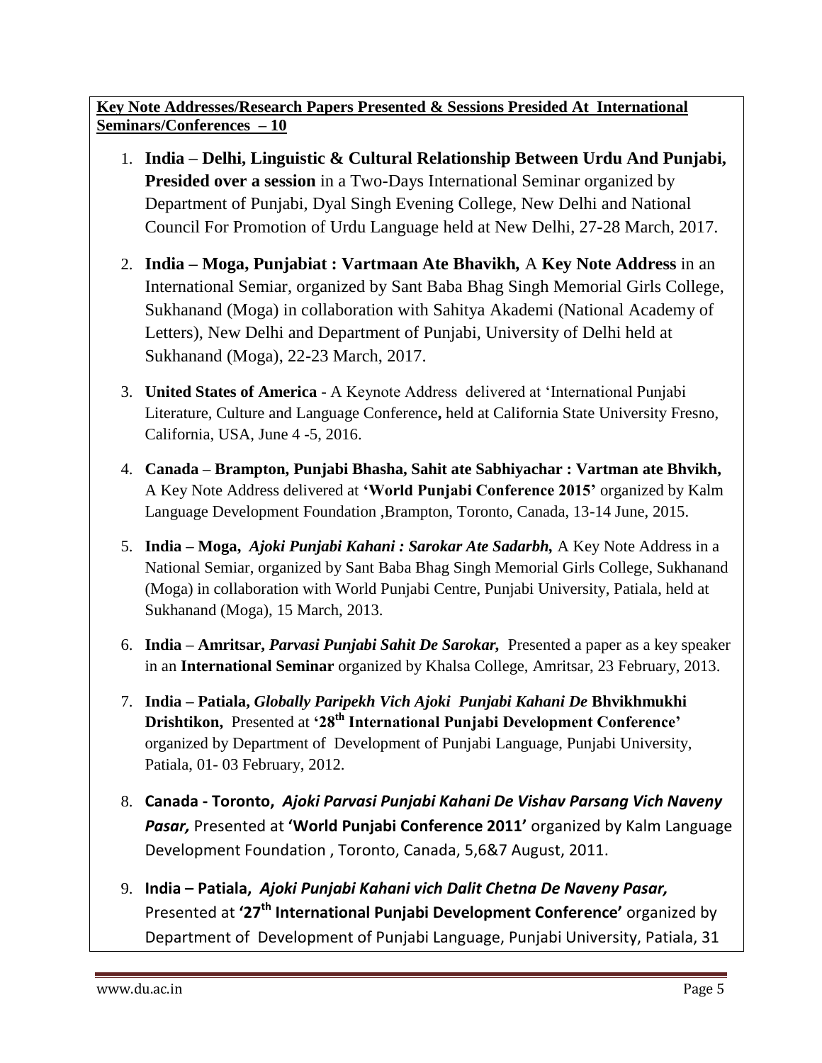**Key Note Addresses/Research Papers Presented & Sessions Presided At International Seminars/Conferences – 10**

1. **India – Delhi, Linguistic & Cultural Relationship Between Urdu And Punjabi, Presided over a session** in a Two-Days International Seminar organized by Department of Punjabi, Dyal Singh Evening College, New Delhi and National Council For Promotion of Urdu Language held at New Delhi, 27-28 March, 2017.
2. **India – Moga, Punjabiat : Vartmaan Ate Bhavikh,** A **Key Note Address** in an International Semiar, organized by Sant Baba Bhag Singh Memorial Girls College, Sukhanand (Moga) in collaboration with Sahitya Akademi (National Academy of Letters), New Delhi and Department of Punjabi, University of Delhi held at Sukhanand (Moga), 22-23 March, 2017.
3. **United States of America -** A Keynote Address delivered at 'International Punjabi Literature, Culture and Language Conference**,** held at California State University Fresno, California, USA, June 4 -5, 2016.
4. **Canada – Brampton, Punjabi Bhasha, Sahit ate Sabhiyachar : Vartman ate Bhvikh,** A Key Note Address delivered at **'World Punjabi Conference 2015'** organized by Kalm Language Development Foundation ,Brampton, Toronto, Canada, 13-14 June, 2015.
5. **India – Moga,** ***Ajoki Punjabi Kahani : Sarokar Ate Sadarbh,*** A Key Note Address in a National Semiar, organized by Sant Baba Bhag Singh Memorial Girls College, Sukhanand (Moga) in collaboration with World Punjabi Centre, Punjabi University, Patiala, held at Sukhanand (Moga), 15 March, 2013.
6. **India – Amritsar,** ***Parvasi Punjabi Sahit De Sarokar,*** Presented a paper as a key speaker in an **International Seminar** organized by Khalsa College, Amritsar, 23 February, 2013.
7. **India – Patiala,** ***Globally Paripekh Vich Ajoki Punjabi Kahani De*** **Bhvikhmukhi Drishtikon,** Presented at **'28th International Punjabi Development Conference'** organized by Department of Development of Punjabi Language, Punjabi University, Patiala, 01- 03 February, 2012.
8. **Canada - Toronto,** ***Ajoki Parvasi Punjabi Kahani De Vishav Parsang Vich Naveny Pasar,*** Presented at **'World Punjabi Conference 2011'** organized by Kalm Language Development Foundation , Toronto, Canada, 5,6&7 August, 2011.
9. **India – Patiala,** ***Ajoki Punjabi Kahani vich Dalit Chetna De Naveny Pasar,*** Presented at **'27th International Punjabi Development Conference'** organized by Department of Development of Punjabi Language, Punjabi University, Patiala, 31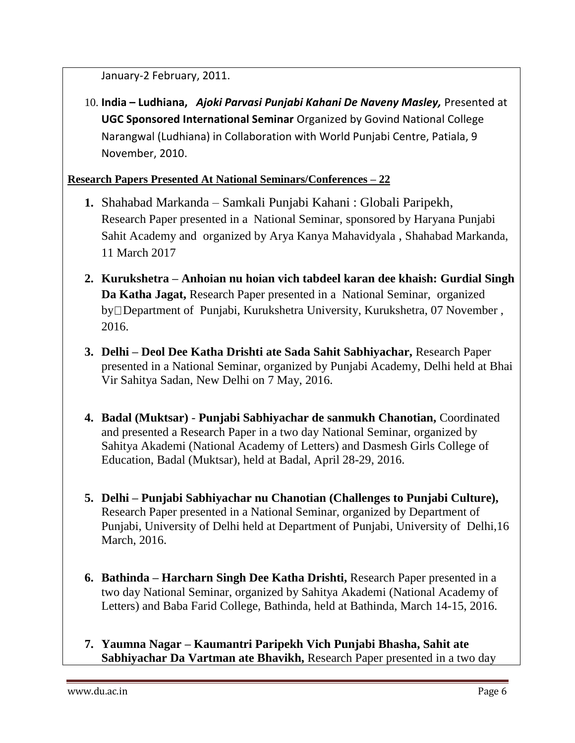January-2 February, 2011.

10. **India – Ludhiana,** ***Ajoki Parvasi Punjabi Kahani De Naveny Masley,*** Presented at **UGC Sponsored International Seminar** Organized by Govind National College Narangwal (Ludhiana) in Collaboration with World Punjabi Centre, Patiala, 9 November, 2010.

**Research Papers Presented At National Seminars/Conferences – 22**

1. Shahabad Markanda – Samkali Punjabi Kahani : Globali Paripekh, Research Paper presented in a National Seminar, sponsored by Haryana Punjabi Sahit Academy and organized by Arya Kanya Mahavidyala , Shahabad Markanda, 11 March 2017

2. **Kurukshetra – Anhoian nu hoian vich tabdeel karan dee khaish: Gurdial Singh Da Katha Jagat,** Research Paper presented in a National Seminar, organized by Department of Punjabi, Kurukshetra University, Kurukshetra, 07 November , 2016.

3. **Delhi – Deol Dee Katha Drishti ate Sada Sahit Sabhiyachar,** Research Paper presented in a National Seminar, organized by Punjabi Academy, Delhi held at Bhai Vir Sahitya Sadan, New Delhi on 7 May, 2016.

4. **Badal (Muktsar)** - **Punjabi Sabhiyachar de sanmukh Chanotian,** Coordinated and presented a Research Paper in a two day National Seminar, organized by Sahitya Akademi (National Academy of Letters) and Dasmesh Girls College of Education, Badal (Muktsar), held at Badal, April 28-29, 2016.

5. **Delhi – Punjabi Sabhiyachar nu Chanotian (Challenges to Punjabi Culture),** Research Paper presented in a National Seminar, organized by Department of Punjabi, University of Delhi held at Department of Punjabi, University of Delhi,16 March, 2016.

6. **Bathinda – Harcharn Singh Dee Katha Drishti,** Research Paper presented in a two day National Seminar, organized by Sahitya Akademi (National Academy of Letters) and Baba Farid College, Bathinda, held at Bathinda, March 14-15, 2016.

7. **Yaumna Nagar – Kaumantri Paripekh Vich Punjabi Bhasha, Sahit ate Sabhiyachar Da Vartman ate Bhavikh,** Research Paper presented in a two day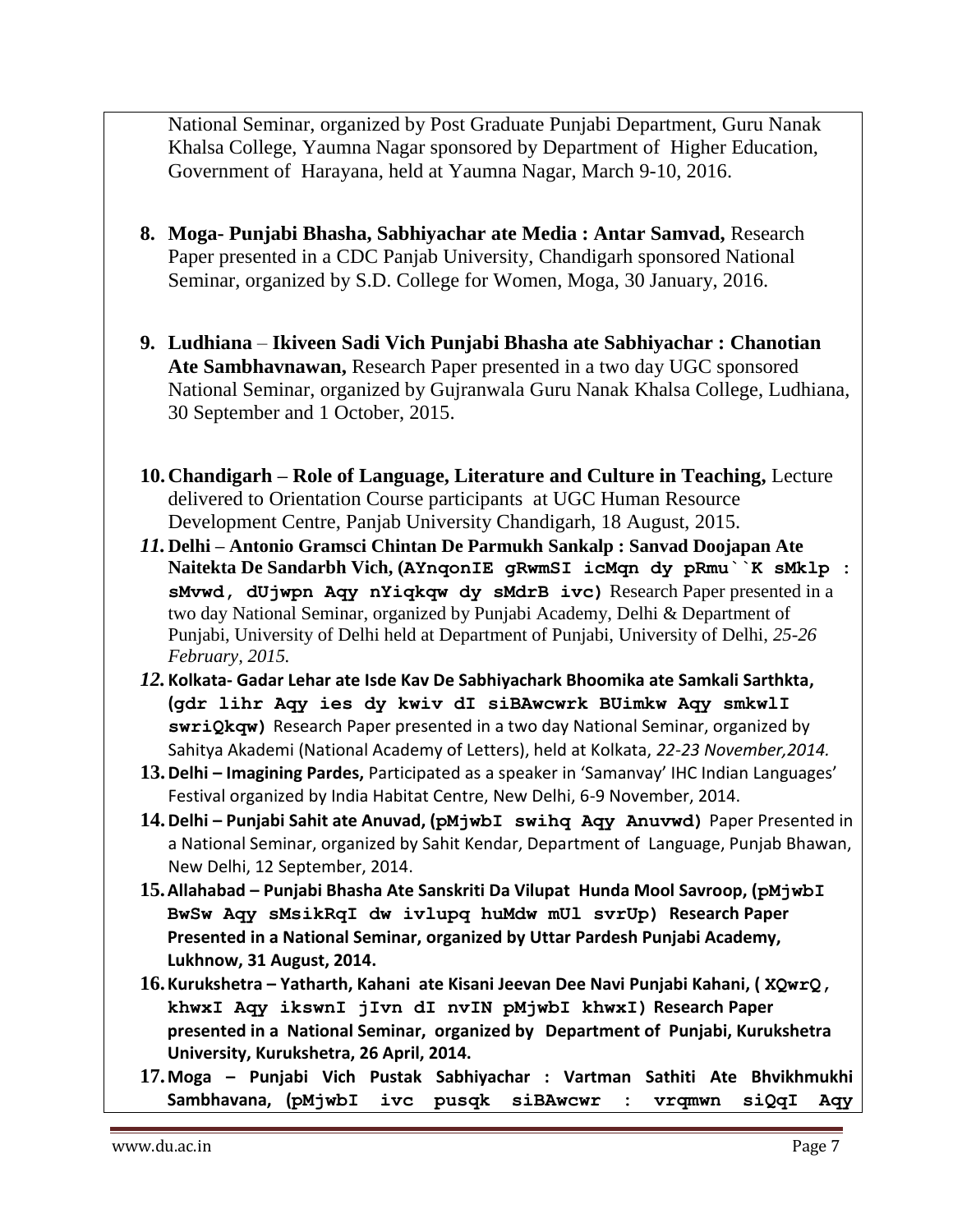National Seminar, organized by Post Graduate Punjabi Department, Guru Nanak Khalsa College, Yaumna Nagar sponsored by Department of Higher Education, Government of Harayana, held at Yaumna Nagar, March 9-10, 2016.

8. **Moga- Punjabi Bhasha, Sabhiyachar ate Media : Antar Samvad,** Research Paper presented in a CDC Panjab University, Chandigarh sponsored National Seminar, organized by S.D. College for Women, Moga, 30 January, 2016.

9. **Ludhiana** – **Ikiveen Sadi Vich Punjabi Bhasha ate Sabhiyachar : Chanotian Ate Sambhavnawan,** Research Paper presented in a two day UGC sponsored National Seminar, organized by Gujranwala Guru Nanak Khalsa College, Ludhiana, 30 September and 1 October, 2015.

10. **Chandigarh – Role of Language, Literature and Culture in Teaching,** Lecture delivered to Orientation Course participants at UGC Human Resource Development Centre, Panjab University Chandigarh, 18 August, 2015.

11. **Delhi – Antonio Gramsci Chintan De Parmukh Sankalp : Sanvad Doojapan Ate Naitekta De Sandarbh Vich, (AYnqonIE gRwmSI icMqn dy pRmu``K sMklp : sMvwd, dUjwpn Aqy nYiqkqw dy sMdrB ivc)** Research Paper presented in a two day National Seminar, organized by Punjabi Academy, Delhi & Department of Punjabi, University of Delhi held at Department of Punjabi, University of Delhi, *25-26 February, 2015.*

12. **Kolkata- Gadar Lehar ate Isde Kav De Sabhiyachark Bhoomika ate Samkali Sarthkta, (gdr lihr Aqy ies dy kwiv dI siBAwcwrk BUimkw Aqy smkwlI swriQkqw)** Research Paper presented in a two day National Seminar, organized by Sahitya Akademi (National Academy of Letters), held at Kolkata, *22-23 November,2014.*

13. **Delhi – Imagining Pardes,** Participated as a speaker in 'Samanvay' IHC Indian Languages' Festival organized by India Habitat Centre, New Delhi, 6-9 November, 2014.

14. **Delhi – Punjabi Sahit ate Anuvad, (pMjwbI swihq Aqy Anuvwd)** Paper Presented in a National Seminar, organized by Sahit Kendar, Department of Language, Punjab Bhawan, New Delhi, 12 September, 2014.

15. **Allahabad – Punjabi Bhasha Ate Sanskriti Da Vilupat Hunda Mool Savroop, (pMjwbI BwSw Aqy sMsikRqI dw ivlupq huMdw mUl svrUp) Research Paper Presented in a National Seminar, organized by Uttar Pardesh Punjabi Academy, Lukhnow, 31 August, 2014.**

16. **Kurukshetra – Yatharth, Kahani ate Kisani Jeevan Dee Navi Punjabi Kahani, ( XQwrQ, khwxI Aqy ikswnI jIvn dI nvIN pMjwbI khwxI) Research Paper presented in a National Seminar, organized by Department of Punjabi, Kurukshetra University, Kurukshetra, 26 April, 2014.**

17. **Moga – Punjabi Vich Pustak Sabhiyachar : Vartman Sathiti Ate Bhvikhmukhi Sambhavana, (pMjwbI ivc pusqk siBAwcwr : vrqmwn siQqI Aqy**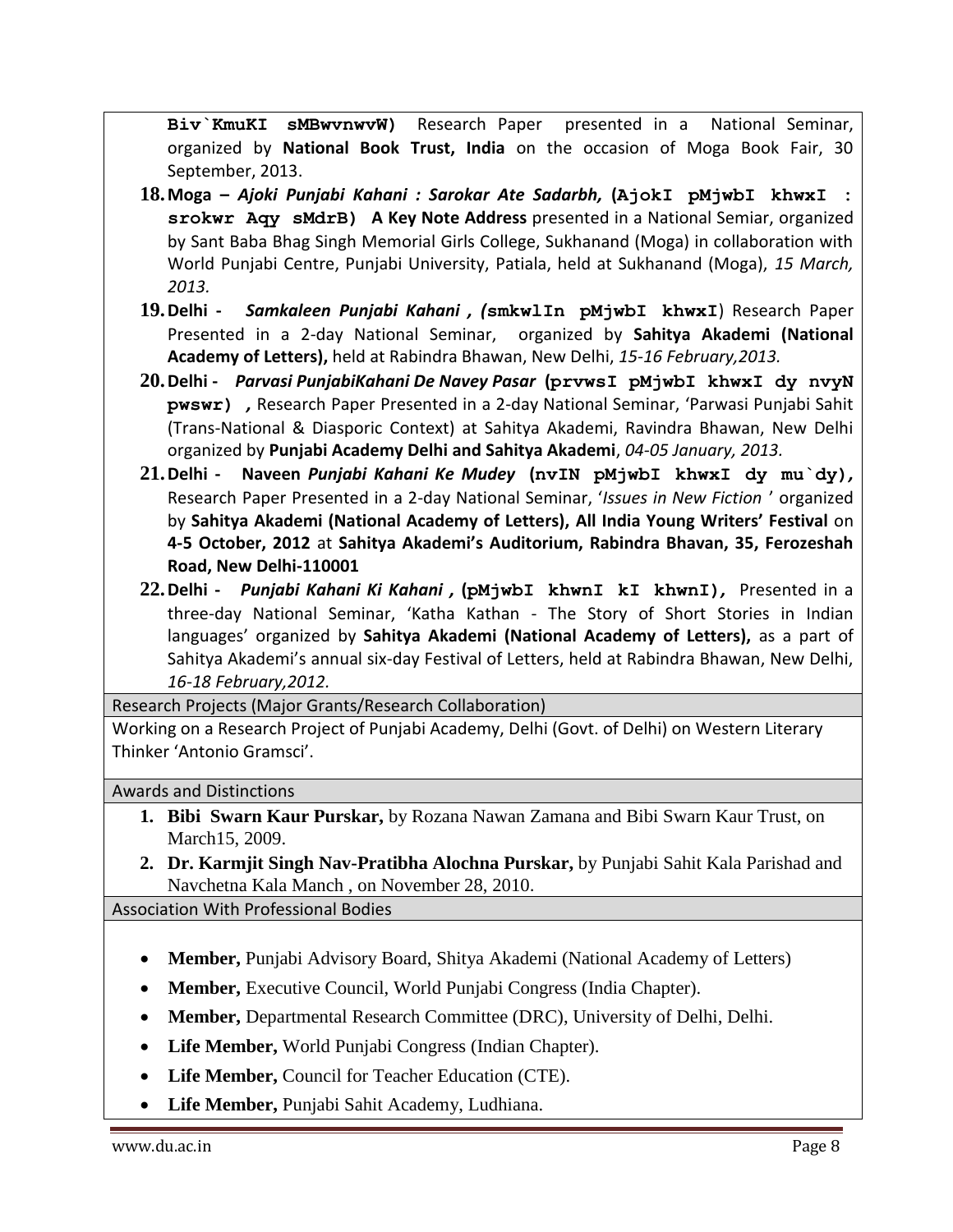**Biv`KmuKI sMBwvnwvW)** Research Paper presented in a National Seminar, organized by **National Book Trust, India** on the occasion of Moga Book Fair, 30 September, 2013.

18. **Moga –** ***Ajoki Punjabi Kahani : Sarokar Ate Sadarbh,*** **(AjokI pMjwbI khwxI : srokwr Aqy sMdrB) A Key Note Address** presented in a National Semiar, organized by Sant Baba Bhag Singh Memorial Girls College, Sukhanand (Moga) in collaboration with World Punjabi Centre, Punjabi University, Patiala, held at Sukhanand (Moga), *15 March, 2013.*
19. **Delhi -** ***Samkaleen Punjabi Kahani , (*****smkwlIn pMjwbI khwxI**) Research Paper Presented in a 2-day National Seminar, organized by **Sahitya Akademi (National Academy of Letters),** held at Rabindra Bhawan, New Delhi, *15-16 February,2013.*
20. **Delhi -** ***Parvasi PunjabiKahani De Navey Pasar*** **(prvwsI pMjwbI khwxI dy nvyN pwswr) ,** Research Paper Presented in a 2-day National Seminar, 'Parwasi Punjabi Sahit (Trans-National & Diasporic Context) at Sahitya Akademi, Ravindra Bhawan, New Delhi organized by **Punjabi Academy Delhi and Sahitya Akademi**, *04-05 January, 2013.*
21. **Delhi - Naveen** ***Punjabi Kahani Ke Mudey*** **(nvIN pMjwbI khwxI dy mu`dy),** Research Paper Presented in a 2-day National Seminar, '*Issues in New Fiction* ' organized by **Sahitya Akademi (National Academy of Letters), All India Young Writers' Festival** on **4-5 October, 2012** at **Sahitya Akademi's Auditorium, Rabindra Bhavan, 35, Ferozeshah Road, New Delhi-110001**
22. **Delhi -** ***Punjabi Kahani Ki Kahani ,*** **(pMjwbI khwnI kI khwnI),** Presented in a three-day National Seminar, 'Katha Kathan - The Story of Short Stories in Indian languages' organized by **Sahitya Akademi (National Academy of Letters),** as a part of Sahitya Akademi's annual six-day Festival of Letters, held at Rabindra Bhawan, New Delhi, *16-18 February,2012.*

## Research Projects (Major Grants/Research Collaboration)

Working on a Research Project of Punjabi Academy, Delhi (Govt. of Delhi) on Western Literary Thinker 'Antonio Gramsci'.

## Awards and Distinctions

1. **Bibi Swarn Kaur Purskar,** by Rozana Nawan Zamana and Bibi Swarn Kaur Trust, on March15, 2009.
2. **Dr. Karmjit Singh Nav-Pratibha Alochna Purskar,** by Punjabi Sahit Kala Parishad and Navchetna Kala Manch , on November 28, 2010.

## Association With Professional Bodies

- **Member,** Punjabi Advisory Board, Shitya Akademi (National Academy of Letters)
- **Member,** Executive Council, World Punjabi Congress (India Chapter).
- **Member,** Departmental Research Committee (DRC), University of Delhi, Delhi.
- **Life Member,** World Punjabi Congress (Indian Chapter).
- **Life Member,** Council for Teacher Education (CTE).
- **Life Member,** Punjabi Sahit Academy, Ludhiana.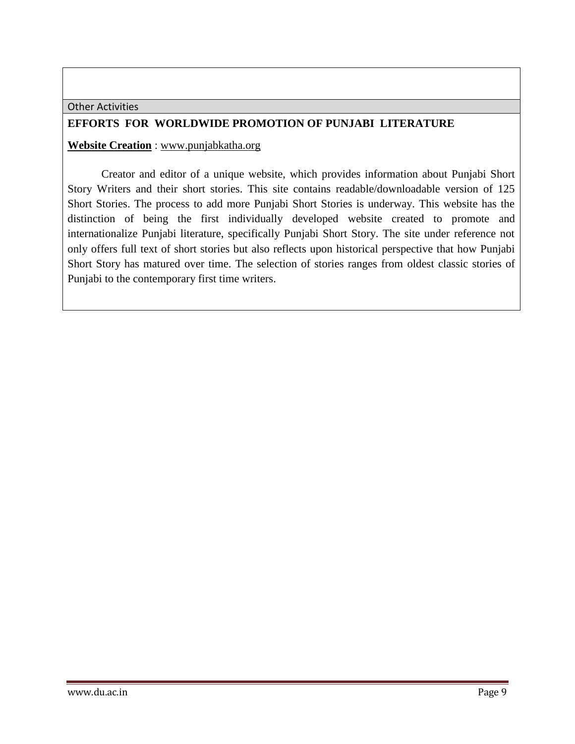Other Activities

**EFFORTS FOR WORLDWIDE PROMOTION OF PUNJABI LITERATURE**

**Website Creation** : www.punjabkatha.org

Creator and editor of a unique website, which provides information about Punjabi Short Story Writers and their short stories. This site contains readable/downloadable version of 125 Short Stories. The process to add more Punjabi Short Stories is underway. This website has the distinction of being the first individually developed website created to promote and internationalize Punjabi literature, specifically Punjabi Short Story. The site under reference not only offers full text of short stories but also reflects upon historical perspective that how Punjabi Short Story has matured over time. The selection of stories ranges from oldest classic stories of Punjabi to the contemporary first time writers.